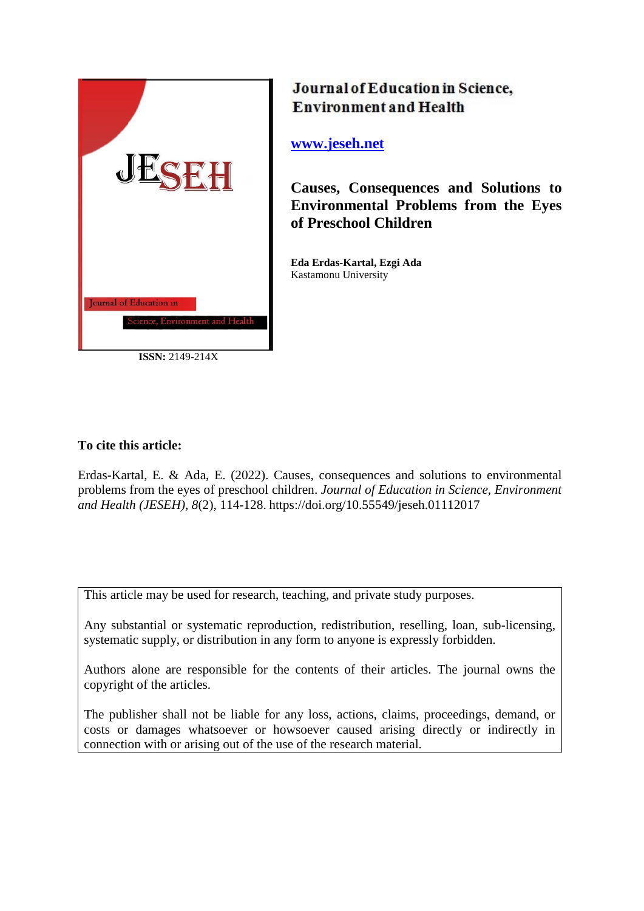Journal of Education in Science, Environment and Health

www.jeseh.net

# Causes, Consequences and Solutions to Environmental Problems from the Eyes of Preschool Children

**Eda Erdas-Kartal, Ezgi Ada**
Kastamonu University

**ISSN:** 2149-214X

**To cite this article:**

Erdas-Kartal, E. & Ada, E. (2022). Causes, consequences and solutions to environmental problems from the eyes of preschool children. *Journal of Education in Science, Environment and Health (JESEH), 8*(2), 114-128. https://doi.org/10.55549/jeseh.01112017

This article may be used for research, teaching, and private study purposes.

Any substantial or systematic reproduction, redistribution, reselling, loan, sub-licensing, systematic supply, or distribution in any form to anyone is expressly forbidden.

Authors alone are responsible for the contents of their articles. The journal owns the copyright of the articles.

The publisher shall not be liable for any loss, actions, claims, proceedings, demand, or costs or damages whatsoever or howsoever caused arising directly or indirectly in connection with or arising out of the use of the research material.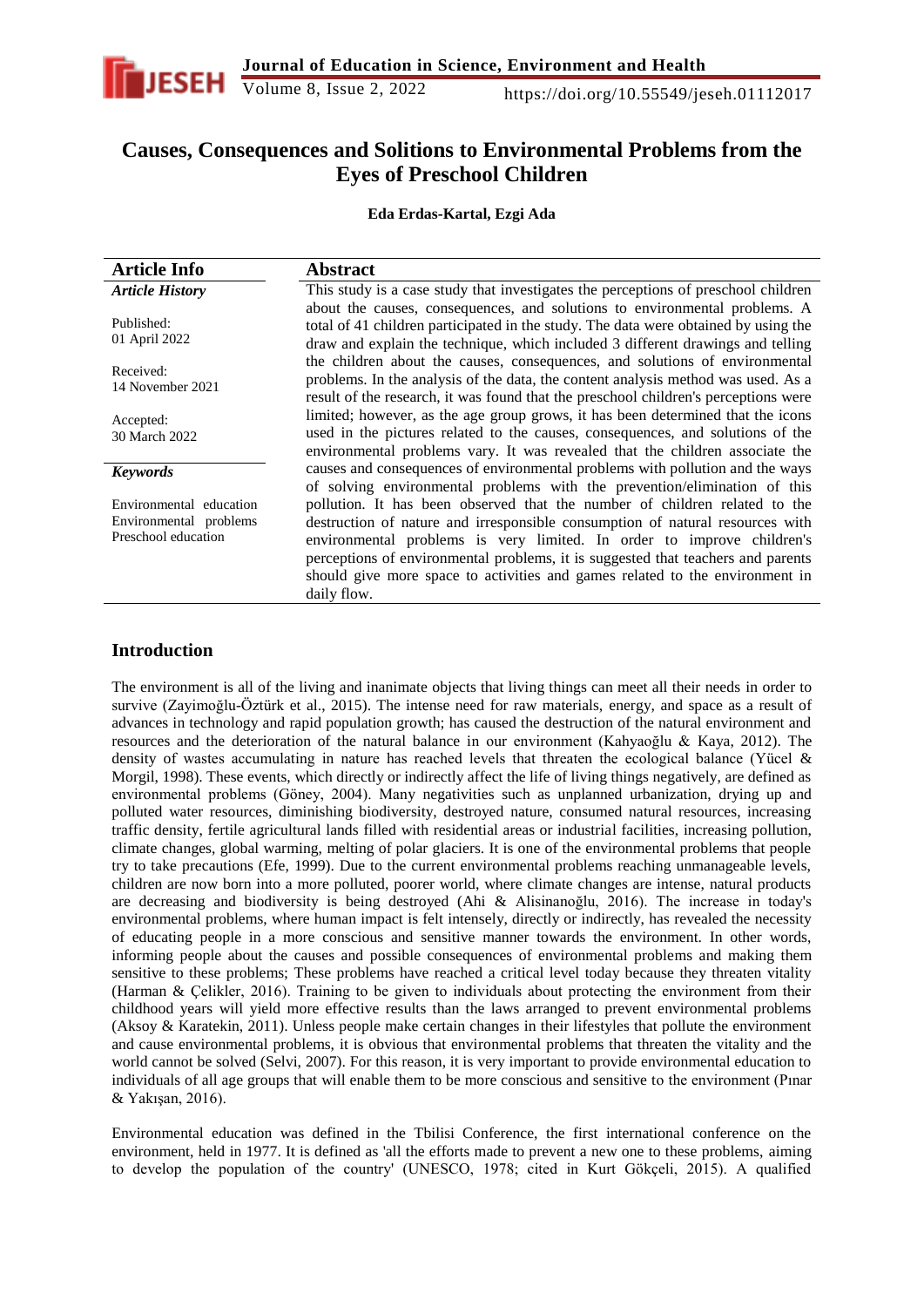# Causes, Consequences and Solitions to Environmental Problems from the Eyes of Preschool Children

**Eda Erdas-Kartal, Ezgi Ada**

| Article Info | Abstract |
|---|---|
| ***Article History*** <br><br> Published: <br> 01 April 2022 <br><br> Received: <br> 14 November 2021 <br><br> Accepted: <br> 30 March 2022 <br><br> ***Keywords*** <br><br> Environmental education <br> Environmental problems <br> Preschool education | This study is a case study that investigates the perceptions of preschool children about the causes, consequences, and solutions to environmental problems. A total of 41 children participated in the study. The data were obtained by using the draw and explain the technique, which included 3 different drawings and telling the children about the causes, consequences, and solutions of environmental problems. In the analysis of the data, the content analysis method was used. As a result of the research, it was found that the preschool children's perceptions were limited; however, as the age group grows, it has been determined that the icons used in the pictures related to the causes, consequences, and solutions of the environmental problems vary. It was revealed that the children associate the causes and consequences of environmental problems with pollution and the ways of solving environmental problems with the prevention/elimination of this pollution. It has been observed that the number of children related to the destruction of nature and irresponsible consumption of natural resources with environmental problems is very limited. In order to improve children's perceptions of environmental problems, it is suggested that teachers and parents should give more space to activities and games related to the environment in daily flow. |

## Introduction

The environment is all of the living and inanimate objects that living things can meet all their needs in order to survive (Zayimoğlu-Öztürk et al., 2015). The intense need for raw materials, energy, and space as a result of advances in technology and rapid population growth; has caused the destruction of the natural environment and resources and the deterioration of the natural balance in our environment (Kahyaoğlu & Kaya, 2012). The density of wastes accumulating in nature has reached levels that threaten the ecological balance (Yücel & Morgil, 1998). These events, which directly or indirectly affect the life of living things negatively, are defined as environmental problems (Göney, 2004). Many negativities such as unplanned urbanization, drying up and polluted water resources, diminishing biodiversity, destroyed nature, consumed natural resources, increasing traffic density, fertile agricultural lands filled with residential areas or industrial facilities, increasing pollution, climate changes, global warming, melting of polar glaciers. It is one of the environmental problems that people try to take precautions (Efe, 1999). Due to the current environmental problems reaching unmanageable levels, children are now born into a more polluted, poorer world, where climate changes are intense, natural products are decreasing and biodiversity is being destroyed (Ahi & Alisinanoğlu, 2016). The increase in today's environmental problems, where human impact is felt intensely, directly or indirectly, has revealed the necessity of educating people in a more conscious and sensitive manner towards the environment. In other words, informing people about the causes and possible consequences of environmental problems and making them sensitive to these problems; These problems have reached a critical level today because they threaten vitality (Harman & Çelikler, 2016). Training to be given to individuals about protecting the environment from their childhood years will yield more effective results than the laws arranged to prevent environmental problems (Aksoy & Karatekin, 2011). Unless people make certain changes in their lifestyles that pollute the environment and cause environmental problems, it is obvious that environmental problems that threaten the vitality and the world cannot be solved (Selvi, 2007). For this reason, it is very important to provide environmental education to individuals of all age groups that will enable them to be more conscious and sensitive to the environment (Pınar & Yakışan, 2016).

Environmental education was defined in the Tbilisi Conference, the first international conference on the environment, held in 1977. It is defined as 'all the efforts made to prevent a new one to these problems, aiming to develop the population of the country' (UNESCO, 1978; cited in Kurt Gökçeli, 2015). A qualified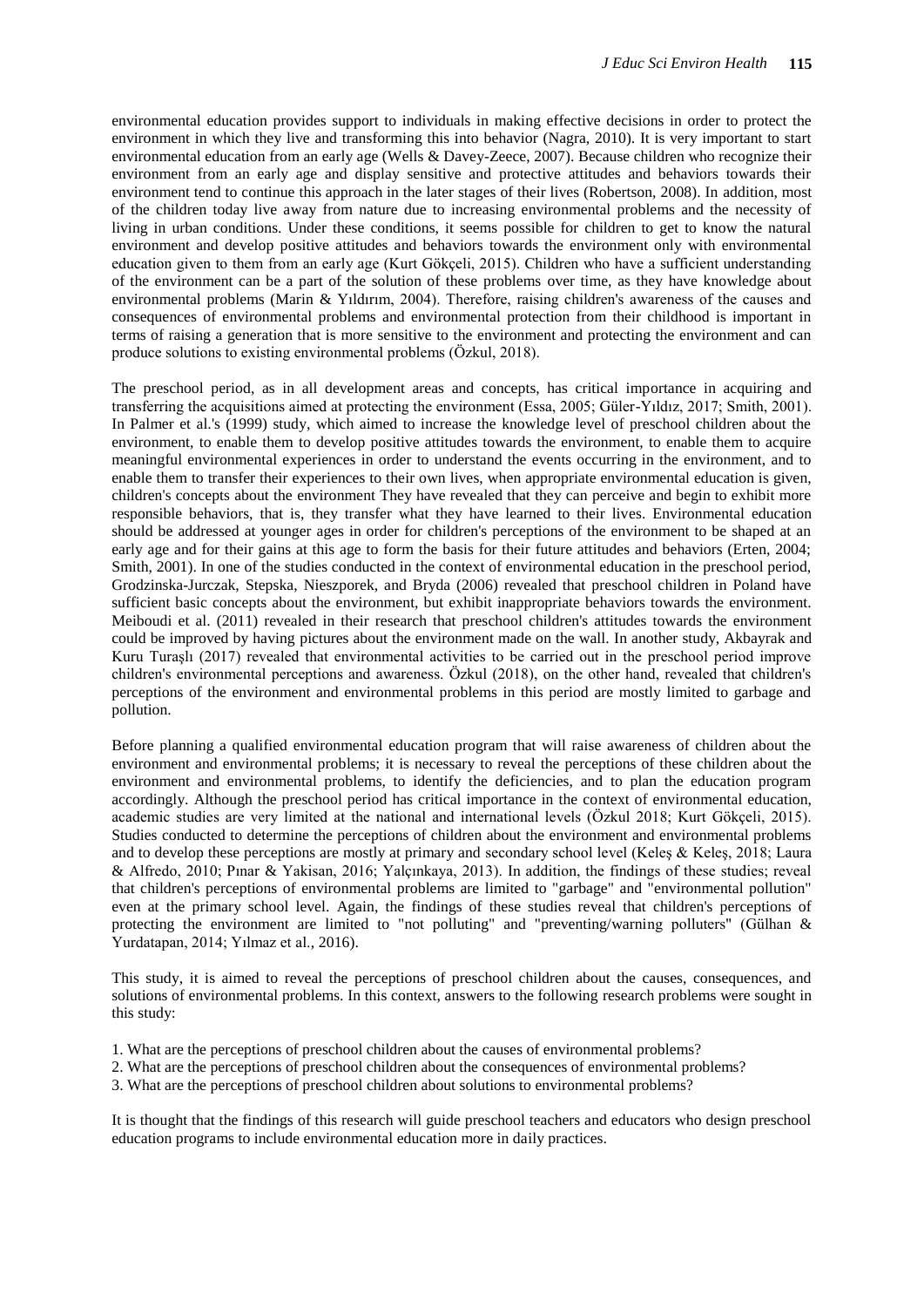environmental education provides support to individuals in making effective decisions in order to protect the environment in which they live and transforming this into behavior (Nagra, 2010). It is very important to start environmental education from an early age (Wells & Davey-Zeece, 2007). Because children who recognize their environment from an early age and display sensitive and protective attitudes and behaviors towards their environment tend to continue this approach in the later stages of their lives (Robertson, 2008). In addition, most of the children today live away from nature due to increasing environmental problems and the necessity of living in urban conditions. Under these conditions, it seems possible for children to get to know the natural environment and develop positive attitudes and behaviors towards the environment only with environmental education given to them from an early age (Kurt Gökçeli, 2015). Children who have a sufficient understanding of the environment can be a part of the solution of these problems over time, as they have knowledge about environmental problems (Marin & Yıldırım, 2004). Therefore, raising children's awareness of the causes and consequences of environmental problems and environmental protection from their childhood is important in terms of raising a generation that is more sensitive to the environment and protecting the environment and can produce solutions to existing environmental problems (Özkul, 2018).

The preschool period, as in all development areas and concepts, has critical importance in acquiring and transferring the acquisitions aimed at protecting the environment (Essa, 2005; Güler-Yıldız, 2017; Smith, 2001). In Palmer et al.'s (1999) study, which aimed to increase the knowledge level of preschool children about the environment, to enable them to develop positive attitudes towards the environment, to enable them to acquire meaningful environmental experiences in order to understand the events occurring in the environment, and to enable them to transfer their experiences to their own lives, when appropriate environmental education is given, children's concepts about the environment They have revealed that they can perceive and begin to exhibit more responsible behaviors, that is, they transfer what they have learned to their lives. Environmental education should be addressed at younger ages in order for children's perceptions of the environment to be shaped at an early age and for their gains at this age to form the basis for their future attitudes and behaviors (Erten, 2004; Smith, 2001). In one of the studies conducted in the context of environmental education in the preschool period, Grodzinska-Jurczak, Stepska, Nieszporek, and Bryda (2006) revealed that preschool children in Poland have sufficient basic concepts about the environment, but exhibit inappropriate behaviors towards the environment. Meiboudi et al. (2011) revealed in their research that preschool children's attitudes towards the environment could be improved by having pictures about the environment made on the wall. In another study, Akbayrak and Kuru Turaşlı (2017) revealed that environmental activities to be carried out in the preschool period improve children's environmental perceptions and awareness. Özkul (2018), on the other hand, revealed that children's perceptions of the environment and environmental problems in this period are mostly limited to garbage and pollution.

Before planning a qualified environmental education program that will raise awareness of children about the environment and environmental problems; it is necessary to reveal the perceptions of these children about the environment and environmental problems, to identify the deficiencies, and to plan the education program accordingly. Although the preschool period has critical importance in the context of environmental education, academic studies are very limited at the national and international levels (Özkul 2018; Kurt Gökçeli, 2015). Studies conducted to determine the perceptions of children about the environment and environmental problems and to develop these perceptions are mostly at primary and secondary school level (Keleş & Keleş, 2018; Laura & Alfredo, 2010; Pınar & Yakisan, 2016; Yalçınkaya, 2013). In addition, the findings of these studies; reveal that children's perceptions of environmental problems are limited to "garbage" and "environmental pollution" even at the primary school level. Again, the findings of these studies reveal that children's perceptions of protecting the environment are limited to "not polluting" and "preventing/warning polluters" (Gülhan & Yurdatapan, 2014; Yılmaz et al., 2016).

This study, it is aimed to reveal the perceptions of preschool children about the causes, consequences, and solutions of environmental problems. In this context, answers to the following research problems were sought in this study:

1. What are the perceptions of preschool children about the causes of environmental problems?
2. What are the perceptions of preschool children about the consequences of environmental problems?
3. What are the perceptions of preschool children about solutions to environmental problems?

It is thought that the findings of this research will guide preschool teachers and educators who design preschool education programs to include environmental education more in daily practices.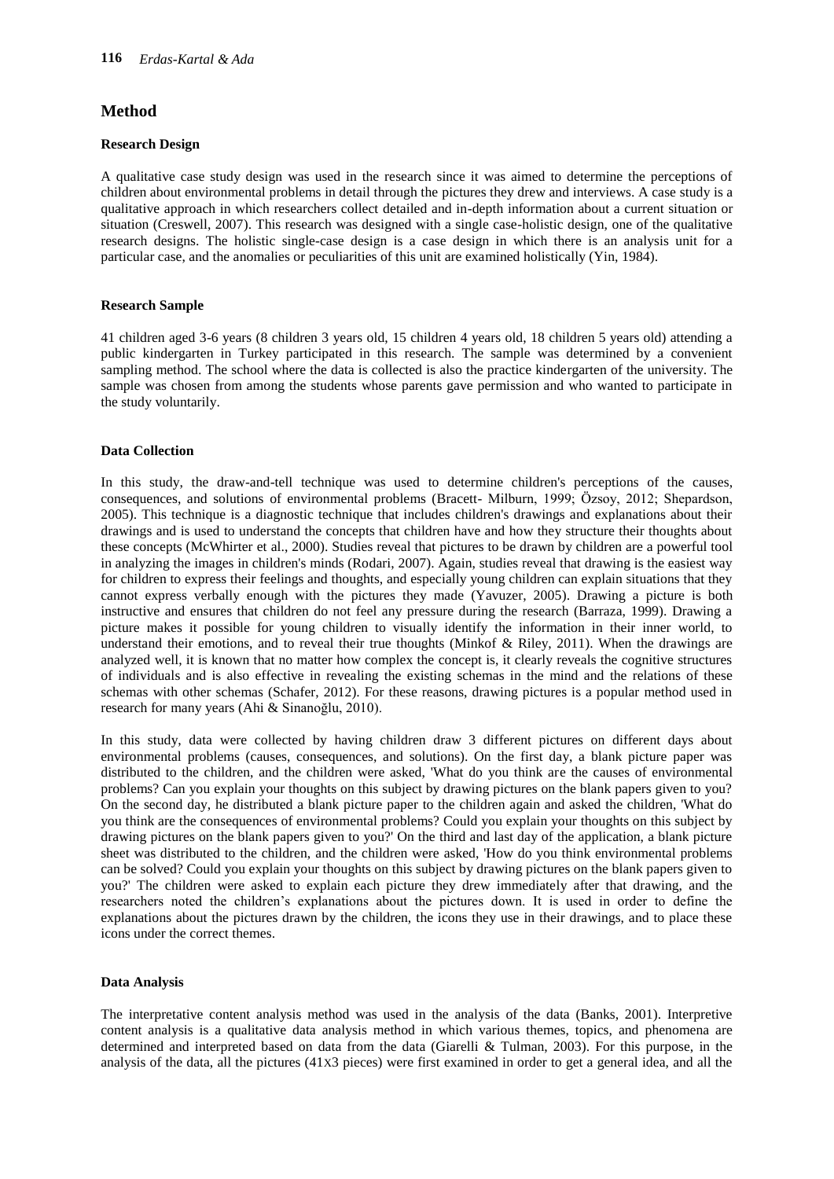## Method

### Research Design

A qualitative case study design was used in the research since it was aimed to determine the perceptions of children about environmental problems in detail through the pictures they drew and interviews. A case study is a qualitative approach in which researchers collect detailed and in-depth information about a current situation or situation (Creswell, 2007). This research was designed with a single case-holistic design, one of the qualitative research designs. The holistic single-case design is a case design in which there is an analysis unit for a particular case, and the anomalies or peculiarities of this unit are examined holistically (Yin, 1984).

### Research Sample

41 children aged 3-6 years (8 children 3 years old, 15 children 4 years old, 18 children 5 years old) attending a public kindergarten in Turkey participated in this research. The sample was determined by a convenient sampling method. The school where the data is collected is also the practice kindergarten of the university. The sample was chosen from among the students whose parents gave permission and who wanted to participate in the study voluntarily.

### Data Collection

In this study, the draw-and-tell technique was used to determine children's perceptions of the causes, consequences, and solutions of environmental problems (Bracett- Milburn, 1999; Özsoy, 2012; Shepardson, 2005). This technique is a diagnostic technique that includes children's drawings and explanations about their drawings and is used to understand the concepts that children have and how they structure their thoughts about these concepts (McWhirter et al., 2000). Studies reveal that pictures to be drawn by children are a powerful tool in analyzing the images in children's minds (Rodari, 2007). Again, studies reveal that drawing is the easiest way for children to express their feelings and thoughts, and especially young children can explain situations that they cannot express verbally enough with the pictures they made (Yavuzer, 2005). Drawing a picture is both instructive and ensures that children do not feel any pressure during the research (Barraza, 1999). Drawing a picture makes it possible for young children to visually identify the information in their inner world, to understand their emotions, and to reveal their true thoughts (Minkof & Riley, 2011). When the drawings are analyzed well, it is known that no matter how complex the concept is, it clearly reveals the cognitive structures of individuals and is also effective in revealing the existing schemas in the mind and the relations of these schemas with other schemas (Schafer, 2012). For these reasons, drawing pictures is a popular method used in research for many years (Ahi & Sinanoğlu, 2010).

In this study, data were collected by having children draw 3 different pictures on different days about environmental problems (causes, consequences, and solutions). On the first day, a blank picture paper was distributed to the children, and the children were asked, 'What do you think are the causes of environmental problems? Can you explain your thoughts on this subject by drawing pictures on the blank papers given to you? On the second day, he distributed a blank picture paper to the children again and asked the children, 'What do you think are the consequences of environmental problems? Could you explain your thoughts on this subject by drawing pictures on the blank papers given to you?' On the third and last day of the application, a blank picture sheet was distributed to the children, and the children were asked, 'How do you think environmental problems can be solved? Could you explain your thoughts on this subject by drawing pictures on the blank papers given to you?' The children were asked to explain each picture they drew immediately after that drawing, and the researchers noted the children's explanations about the pictures down. It is used in order to define the explanations about the pictures drawn by the children, the icons they use in their drawings, and to place these icons under the correct themes.

### Data Analysis

The interpretative content analysis method was used in the analysis of the data (Banks, 2001). Interpretive content analysis is a qualitative data analysis method in which various themes, topics, and phenomena are determined and interpreted based on data from the data (Giarelli & Tulman, 2003). For this purpose, in the analysis of the data, all the pictures (41X3 pieces) were first examined in order to get a general idea, and all the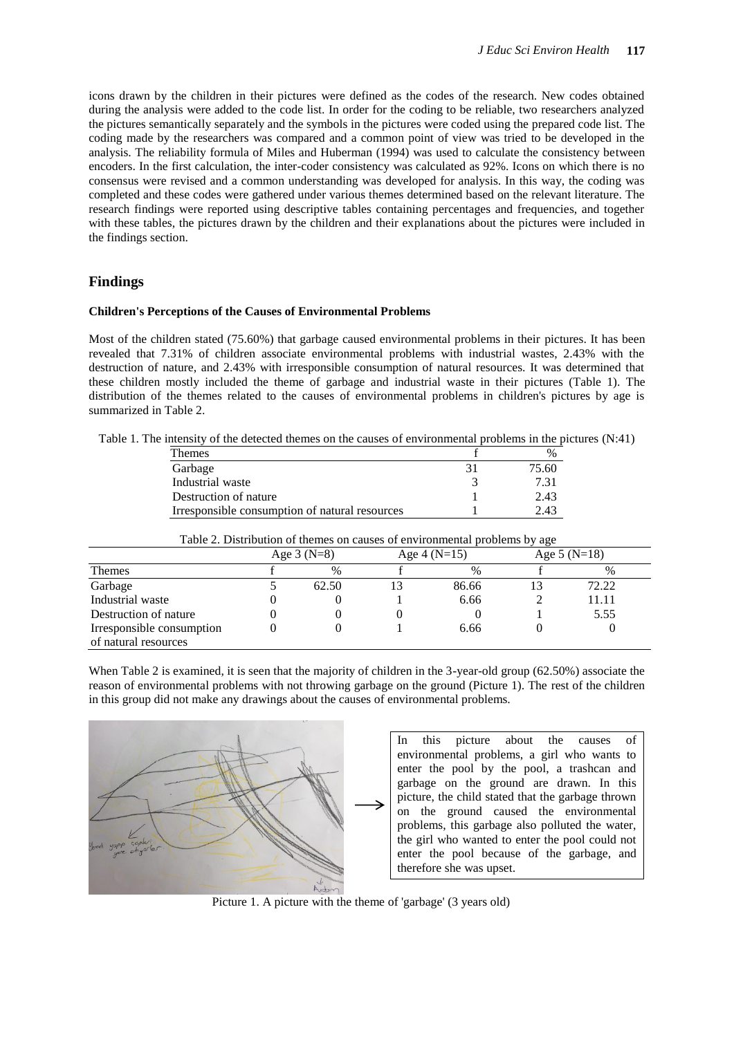icons drawn by the children in their pictures were defined as the codes of the research. New codes obtained during the analysis were added to the code list. In order for the coding to be reliable, two researchers analyzed the pictures semantically separately and the symbols in the pictures were coded using the prepared code list. The coding made by the researchers was compared and a common point of view was tried to be developed in the analysis. The reliability formula of Miles and Huberman (1994) was used to calculate the consistency between encoders. In the first calculation, the inter-coder consistency was calculated as 92%. Icons on which there is no consensus were revised and a common understanding was developed for analysis. In this way, the coding was completed and these codes were gathered under various themes determined based on the relevant literature. The research findings were reported using descriptive tables containing percentages and frequencies, and together with these tables, the pictures drawn by the children and their explanations about the pictures were included in the findings section.

## Findings

### Children's Perceptions of the Causes of Environmental Problems

Most of the children stated (75.60%) that garbage caused environmental problems in their pictures. It has been revealed that 7.31% of children associate environmental problems with industrial wastes, 2.43% with the destruction of nature, and 2.43% with irresponsible consumption of natural resources. It was determined that these children mostly included the theme of garbage and industrial waste in their pictures (Table 1). The distribution of the themes related to the causes of environmental problems in children's pictures by age is summarized in Table 2.

Table 1. The intensity of the detected themes on the causes of environmental problems in the pictures (N:41)

| Themes | f | % |
|---|---|---|
| Garbage | 31 | 75.60 |
| Industrial waste | 3 | 7.31 |
| Destruction of nature | 1 | 2.43 |
| Irresponsible consumption of natural resources | 1 | 2.43 |

Table 2. Distribution of themes on causes of environmental problems by age

| | Age 3 (N=8) | | Age 4 (N=15) | | Age 5 (N=18) | |
|---|---|---|---|---|---|---|
| Themes | f | % | f | % | f | % |
| Garbage | 5 | 62.50 | 13 | 86.66 | 13 | 72.22 |
| Industrial waste | 0 | 0 | 1 | 6.66 | 2 | 11.11 |
| Destruction of nature | 0 | 0 | 0 | 0 | 1 | 5.55 |
| Irresponsible consumption of natural resources | 0 | 0 | 1 | 6.66 | 0 | 0 |

When Table 2 is examined, it is seen that the majority of children in the 3-year-old group (62.50%) associate the reason of environmental problems with not throwing garbage on the ground (Picture 1). The rest of the children in this group did not make any drawings about the causes of environmental problems.

In this picture about the causes of environmental problems, a girl who wants to enter the pool by the pool, a trashcan and garbage on the ground are drawn. In this picture, the child stated that the garbage thrown on the ground caused the environmental problems, this garbage also polluted the water, the girl who wanted to enter the pool could not enter the pool because of the garbage, and therefore she was upset.

Picture 1. A picture with the theme of 'garbage' (3 years old)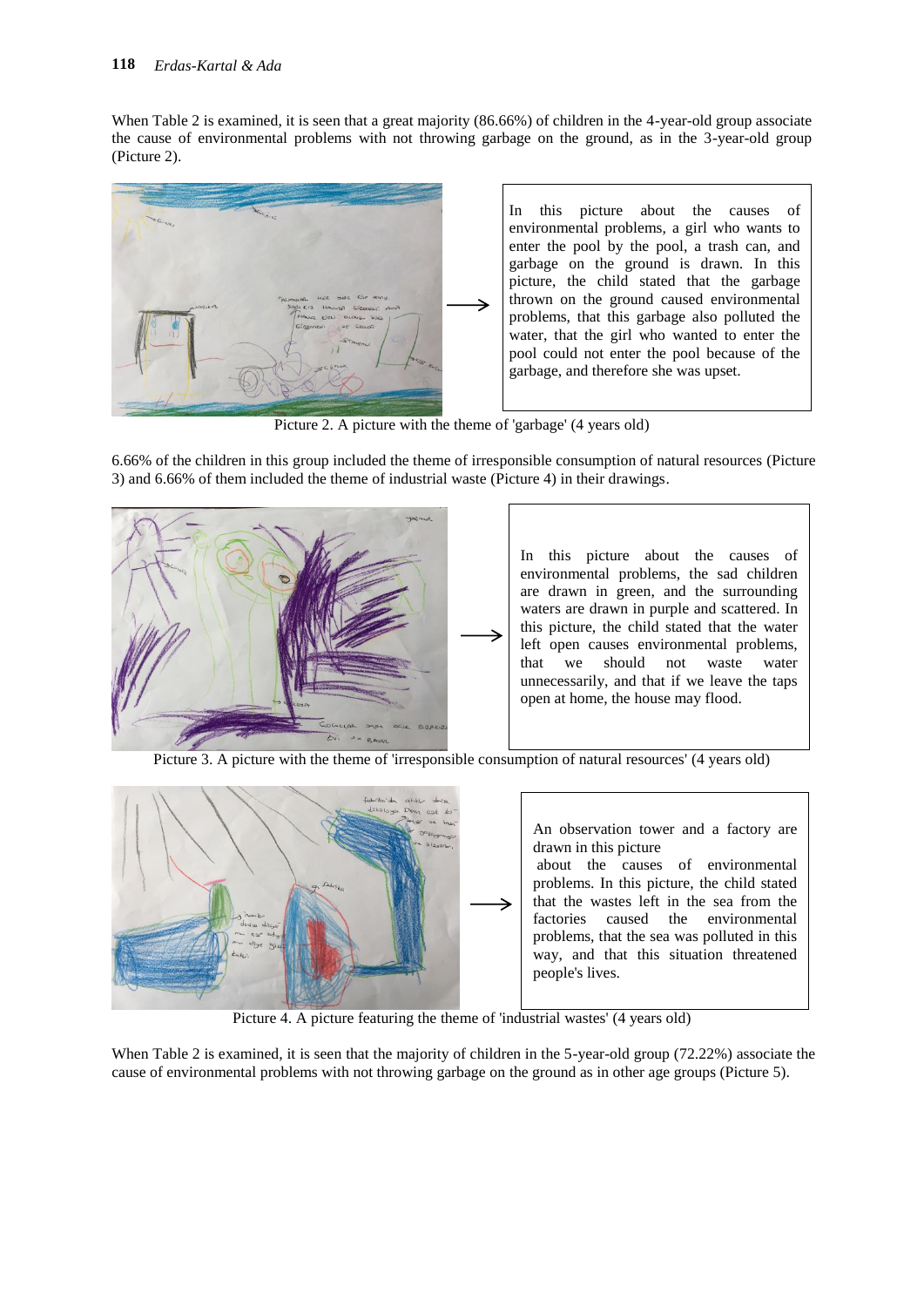When Table 2 is examined, it is seen that a great majority (86.66%) of children in the 4-year-old group associate the cause of environmental problems with not throwing garbage on the ground, as in the 3-year-old group (Picture 2).

In this picture about the causes of environmental problems, a girl who wants to enter the pool by the pool, a trash can, and garbage on the ground is drawn. In this picture, the child stated that the garbage thrown on the ground caused environmental problems, that this garbage also polluted the water, that the girl who wanted to enter the pool could not enter the pool because of the garbage, and therefore she was upset.

Picture 2. A picture with the theme of 'garbage' (4 years old)

6.66% of the children in this group included the theme of irresponsible consumption of natural resources (Picture 3) and 6.66% of them included the theme of industrial waste (Picture 4) in their drawings.

In this picture about the causes of environmental problems, the sad children are drawn in green, and the surrounding waters are drawn in purple and scattered. In this picture, the child stated that the water left open causes environmental problems, that we should not waste water unnecessarily, and that if we leave the taps open at home, the house may flood.

Picture 3. A picture with the theme of 'irresponsible consumption of natural resources' (4 years old)

An observation tower and a factory are drawn in this picture about the causes of environmental problems. In this picture, the child stated that the wastes left in the sea from the factories caused the environmental problems, that the sea was polluted in this way, and that this situation threatened people's lives.

Picture 4. A picture featuring the theme of 'industrial wastes' (4 years old)

When Table 2 is examined, it is seen that the majority of children in the 5-year-old group (72.22%) associate the cause of environmental problems with not throwing garbage on the ground as in other age groups (Picture 5).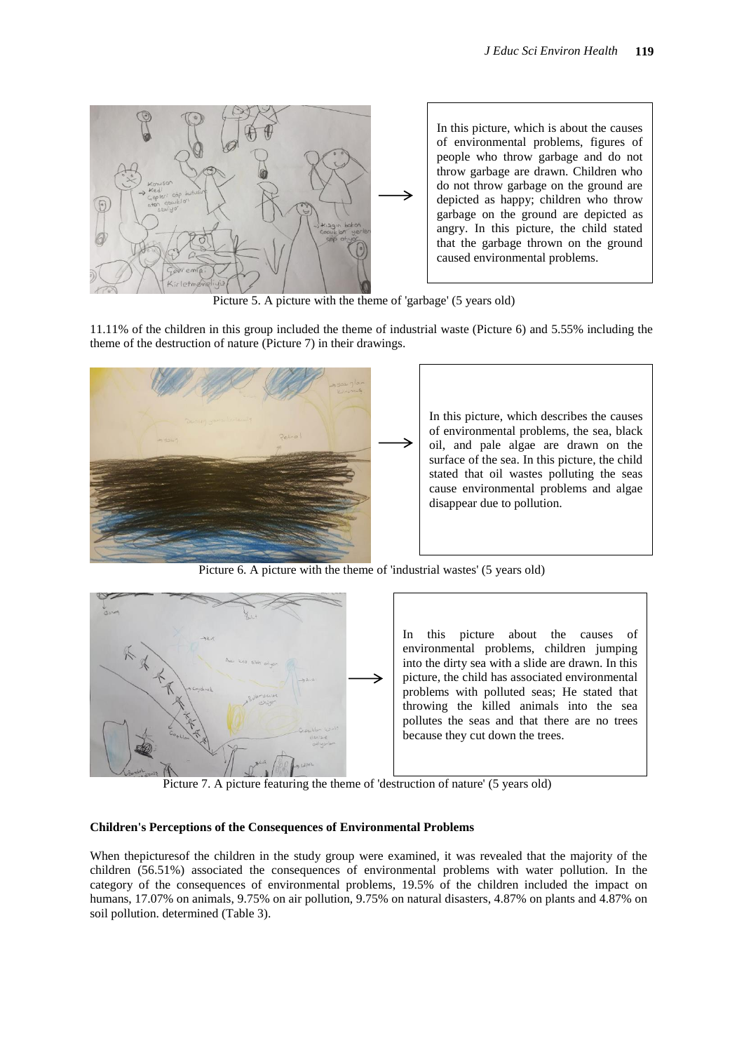In this picture, which is about the causes of environmental problems, figures of people who throw garbage and do not throw garbage are drawn. Children who do not throw garbage on the ground are depicted as happy; children who throw garbage on the ground are depicted as angry. In this picture, the child stated that the garbage thrown on the ground caused environmental problems.

Picture 5. A picture with the theme of 'garbage' (5 years old)

11.11% of the children in this group included the theme of industrial waste (Picture 6) and 5.55% including the theme of the destruction of nature (Picture 7) in their drawings.

In this picture, which describes the causes of environmental problems, the sea, black oil, and pale algae are drawn on the surface of the sea. In this picture, the child stated that oil wastes polluting the seas cause environmental problems and algae disappear due to pollution.

Picture 6. A picture with the theme of 'industrial wastes' (5 years old)

In this picture about the causes of environmental problems, children jumping into the dirty sea with a slide are drawn. In this picture, the child has associated environmental problems with polluted seas; He stated that throwing the killed animals into the sea pollutes the seas and that there are no trees because they cut down the trees.

Picture 7. A picture featuring the theme of 'destruction of nature' (5 years old)

**Children's Perceptions of the Consequences of Environmental Problems**

When thepicturesof the children in the study group were examined, it was revealed that the majority of the children (56.51%) associated the consequences of environmental problems with water pollution. In the category of the consequences of environmental problems, 19.5% of the children included the impact on humans, 17.07% on animals, 9.75% on air pollution, 9.75% on natural disasters, 4.87% on plants and 4.87% on soil pollution. determined (Table 3).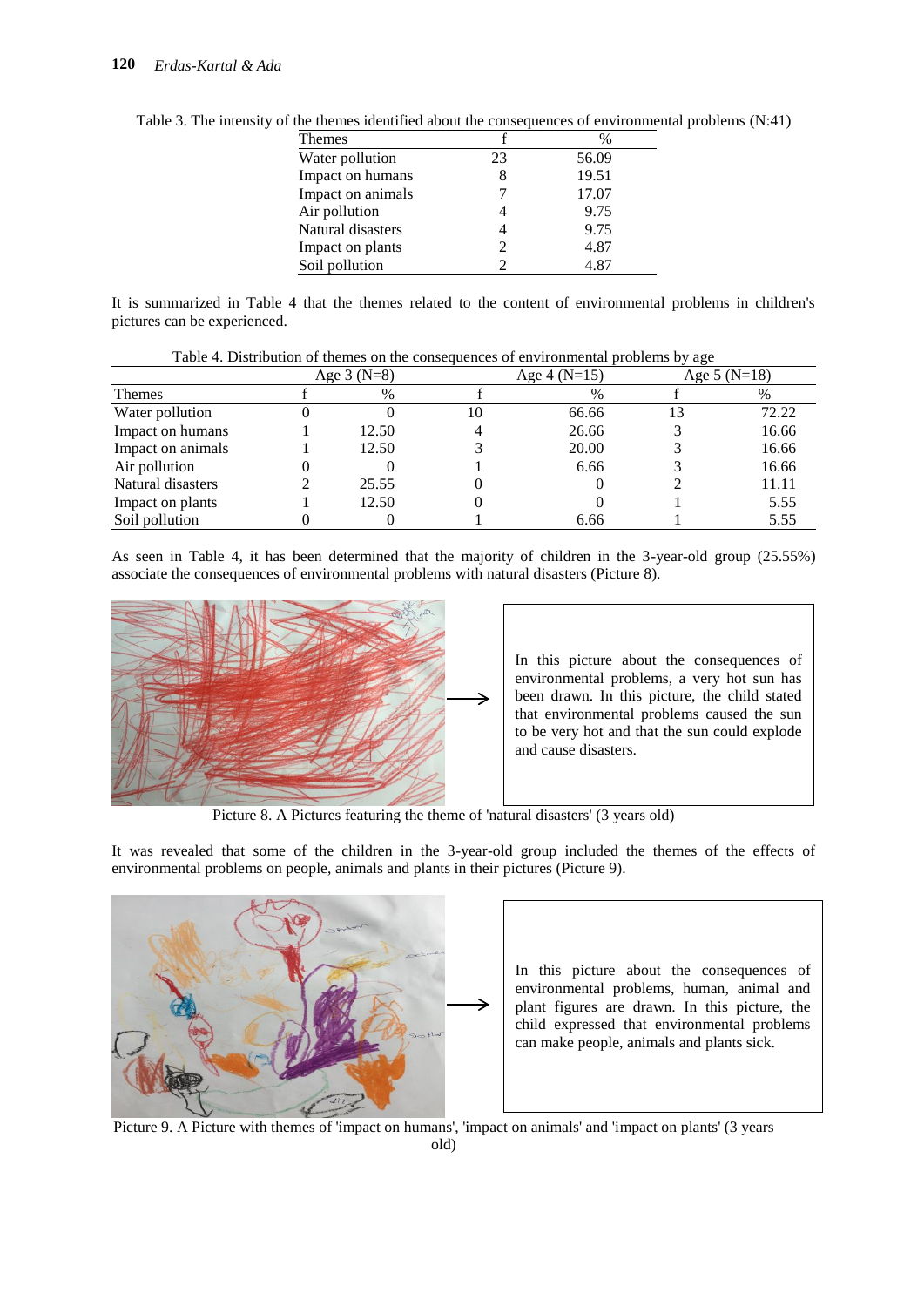Table 3. The intensity of the themes identified about the consequences of environmental problems (N:41)

| Themes | f | % |
|---|---|---|
| Water pollution | 23 | 56.09 |
| Impact on humans | 8 | 19.51 |
| Impact on animals | 7 | 17.07 |
| Air pollution | 4 | 9.75 |
| Natural disasters | 4 | 9.75 |
| Impact on plants | 2 | 4.87 |
| Soil pollution | 2 | 4.87 |

It is summarized in Table 4 that the themes related to the content of environmental problems in children's pictures can be experienced.

Table 4. Distribution of themes on the consequences of environmental problems by age

| | Age 3 (N=8) | | Age 4 (N=15) | | Age 5 (N=18) | |
|---|---|---|---|---|---|---|
| Themes | f | % | f | % | f | % |
| Water pollution | 0 | 0 | 10 | 66.66 | 13 | 72.22 |
| Impact on humans | 1 | 12.50 | 4 | 26.66 | 3 | 16.66 |
| Impact on animals | 1 | 12.50 | 3 | 20.00 | 3 | 16.66 |
| Air pollution | 0 | 0 | 1 | 6.66 | 3 | 16.66 |
| Natural disasters | 2 | 25.55 | 0 | 0 | 2 | 11.11 |
| Impact on plants | 1 | 12.50 | 0 | 0 | 1 | 5.55 |
| Soil pollution | 0 | 0 | 1 | 6.66 | 1 | 5.55 |

As seen in Table 4, it has been determined that the majority of children in the 3-year-old group (25.55%) associate the consequences of environmental problems with natural disasters (Picture 8).

In this picture about the consequences of environmental problems, a very hot sun has been drawn. In this picture, the child stated that environmental problems caused the sun to be very hot and that the sun could explode and cause disasters.

Picture 8. A Pictures featuring the theme of 'natural disasters' (3 years old)

It was revealed that some of the children in the 3-year-old group included the themes of the effects of environmental problems on people, animals and plants in their pictures (Picture 9).

In this picture about the consequences of environmental problems, human, animal and plant figures are drawn. In this picture, the child expressed that environmental problems can make people, animals and plants sick.

Picture 9. A Picture with themes of 'impact on humans', 'impact on animals' and 'impact on plants' (3 years old)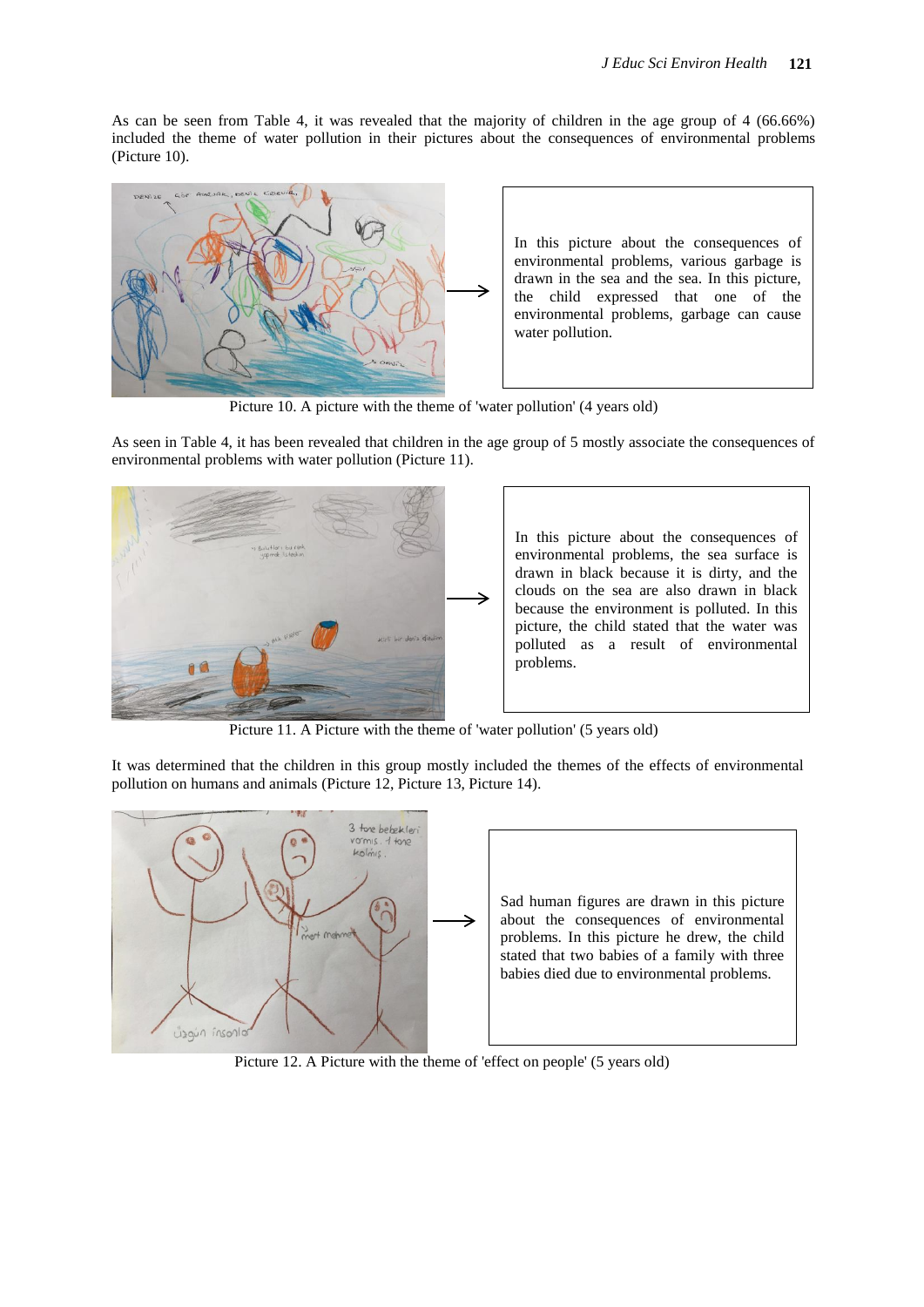As can be seen from Table 4, it was revealed that the majority of children in the age group of 4 (66.66%) included the theme of water pollution in their pictures about the consequences of environmental problems (Picture 10).

In this picture about the consequences of environmental problems, various garbage is drawn in the sea and the sea. In this picture, the child expressed that one of the environmental problems, garbage can cause water pollution.

Picture 10. A picture with the theme of 'water pollution' (4 years old)

As seen in Table 4, it has been revealed that children in the age group of 5 mostly associate the consequences of environmental problems with water pollution (Picture 11).

In this picture about the consequences of environmental problems, the sea surface is drawn in black because it is dirty, and the clouds on the sea are also drawn in black because the environment is polluted. In this picture, the child stated that the water was polluted as a result of environmental problems.

Picture 11. A Picture with the theme of 'water pollution' (5 years old)

It was determined that the children in this group mostly included the themes of the effects of environmental pollution on humans and animals (Picture 12, Picture 13, Picture 14).

Sad human figures are drawn in this picture about the consequences of environmental problems. In this picture he drew, the child stated that two babies of a family with three babies died due to environmental problems.

Picture 12. A Picture with the theme of 'effect on people' (5 years old)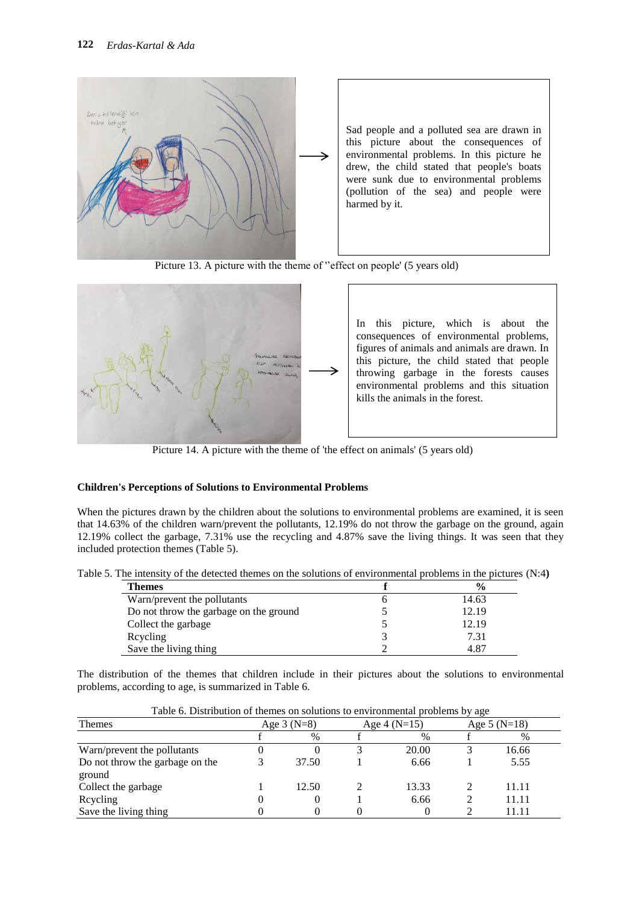Sad people and a polluted sea are drawn in this picture about the consequences of environmental problems. In this picture he drew, the child stated that people's boats were sunk due to environmental problems (pollution of the sea) and people were harmed by it.

Picture 13. A picture with the theme of ''effect on people' (5 years old)

In this picture, which is about the consequences of environmental problems, figures of animals and animals are drawn. In this picture, the child stated that people throwing garbage in the forests causes environmental problems and this situation kills the animals in the forest.

Picture 14. A picture with the theme of 'the effect on animals' (5 years old)

**Children's Perceptions of Solutions to Environmental Problems**

When the pictures drawn by the children about the solutions to environmental problems are examined, it is seen that 14.63% of the children warn/prevent the pollutants, 12.19% do not throw the garbage on the ground, again 12.19% collect the garbage, 7.31% use the recycling and 4.87% save the living things. It was seen that they included protection themes (Table 5).

Table 5. The intensity of the detected themes on the solutions of environmental problems in the pictures (N:4**)**

| **Themes** | **f** | **%** |
|---|---|---|
| Warn/prevent the pollutants | 6 | 14.63 |
| Do not throw the garbage on the ground | 5 | 12.19 |
| Collect the garbage | 5 | 12.19 |
| Rcycling | 3 | 7.31 |
| Save the living thing | 2 | 4.87 |

The distribution of the themes that children include in their pictures about the solutions to environmental problems, according to age, is summarized in Table 6.

Table 6. Distribution of themes on solutions to environmental problems by age

| Themes | Age 3 (N=8) | | Age 4 (N=15) | | Age 5 (N=18) | |
|---|---|---|---|---|---|---|
| | f | % | f | % | f | % |
| Warn/prevent the pollutants | 0 | 0 | 3 | 20.00 | 3 | 16.66 |
| Do not throw the garbage on the ground | 3 | 37.50 | 1 | 6.66 | 1 | 5.55 |
| Collect the garbage | 1 | 12.50 | 2 | 13.33 | 2 | 11.11 |
| Rcycling | 0 | 0 | 1 | 6.66 | 2 | 11.11 |
| Save the living thing | 0 | 0 | 0 | 0 | 2 | 11.11 |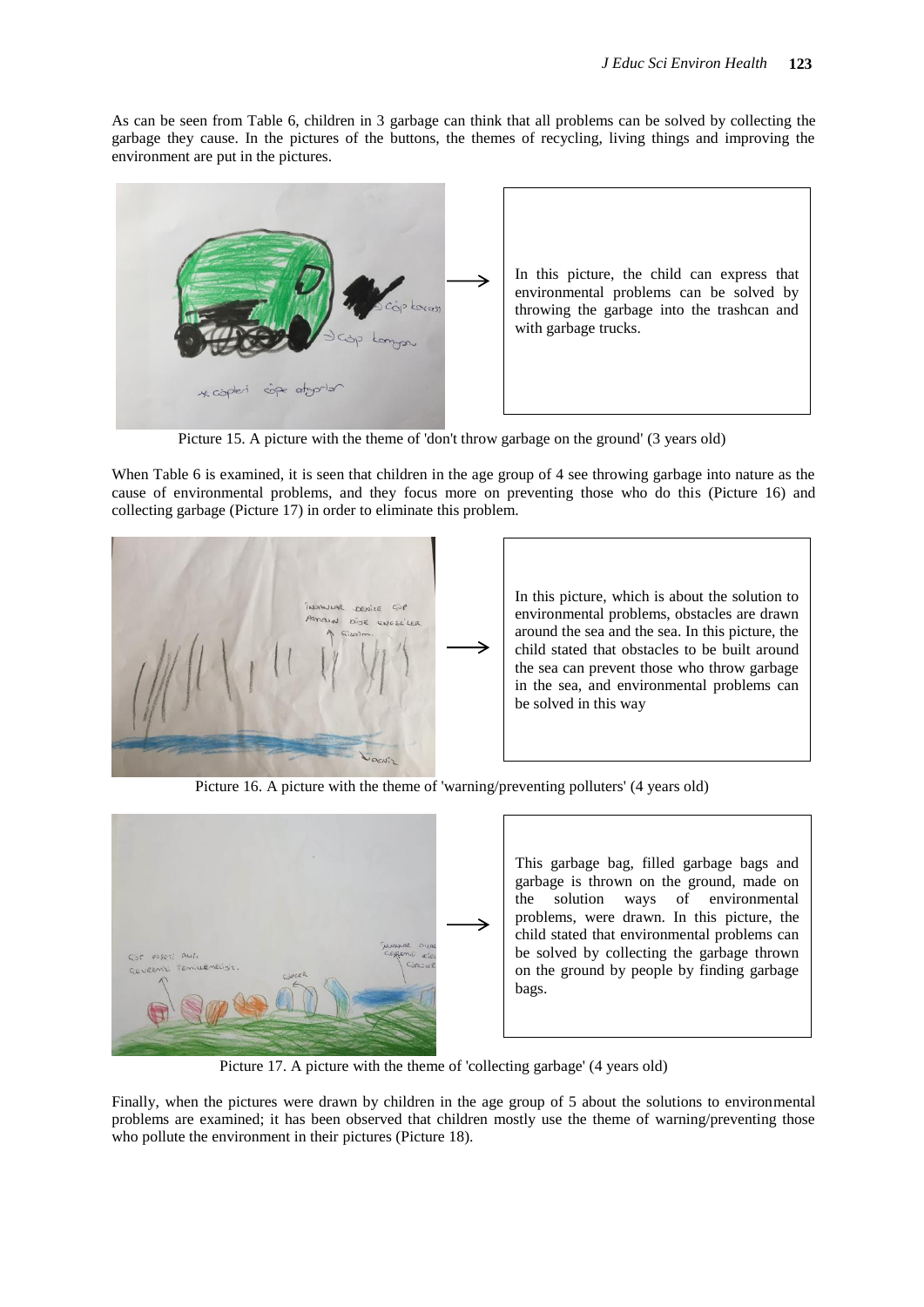As can be seen from Table 6, children in 3 garbage can think that all problems can be solved by collecting the garbage they cause. In the pictures of the buttons, the themes of recycling, living things and improving the environment are put in the pictures.

In this picture, the child can express that environmental problems can be solved by throwing the garbage into the trashcan and with garbage trucks.

Picture 15. A picture with the theme of 'don't throw garbage on the ground' (3 years old)

When Table 6 is examined, it is seen that children in the age group of 4 see throwing garbage into nature as the cause of environmental problems, and they focus more on preventing those who do this (Picture 16) and collecting garbage (Picture 17) in order to eliminate this problem.

In this picture, which is about the solution to environmental problems, obstacles are drawn around the sea and the sea. In this picture, the child stated that obstacles to be built around the sea can prevent those who throw garbage in the sea, and environmental problems can be solved in this way

Picture 16. A picture with the theme of 'warning/preventing polluters' (4 years old)

This garbage bag, filled garbage bags and garbage is thrown on the ground, made on the solution ways of environmental problems, were drawn. In this picture, the child stated that environmental problems can be solved by collecting the garbage thrown on the ground by people by finding garbage bags.

Picture 17. A picture with the theme of 'collecting garbage' (4 years old)

Finally, when the pictures were drawn by children in the age group of 5 about the solutions to environmental problems are examined; it has been observed that children mostly use the theme of warning/preventing those who pollute the environment in their pictures (Picture 18).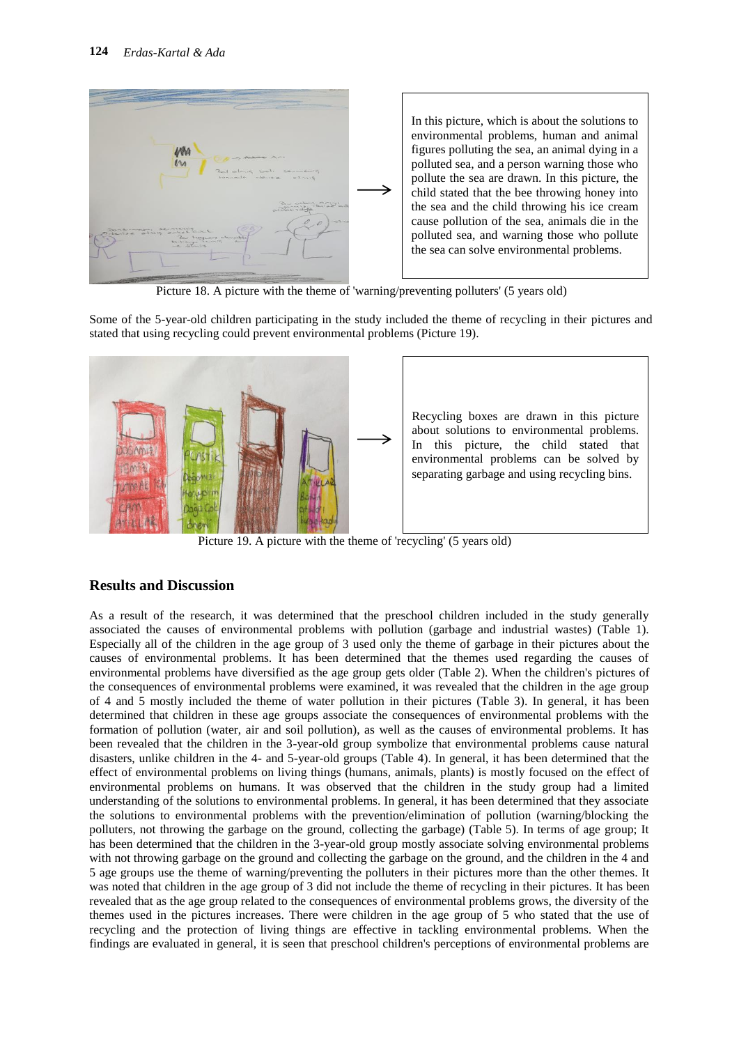In this picture, which is about the solutions to environmental problems, human and animal figures polluting the sea, an animal dying in a polluted sea, and a person warning those who pollute the sea are drawn. In this picture, the child stated that the bee throwing honey into the sea and the child throwing his ice cream cause pollution of the sea, animals die in the polluted sea, and warning those who pollute the sea can solve environmental problems.

Picture 18. A picture with the theme of 'warning/preventing polluters' (5 years old)

Some of the 5-year-old children participating in the study included the theme of recycling in their pictures and stated that using recycling could prevent environmental problems (Picture 19).

Recycling boxes are drawn in this picture about solutions to environmental problems. In this picture, the child stated that environmental problems can be solved by separating garbage and using recycling bins.

Picture 19. A picture with the theme of 'recycling' (5 years old)

## Results and Discussion

As a result of the research, it was determined that the preschool children included in the study generally associated the causes of environmental problems with pollution (garbage and industrial wastes) (Table 1). Especially all of the children in the age group of 3 used only the theme of garbage in their pictures about the causes of environmental problems. It has been determined that the themes used regarding the causes of environmental problems have diversified as the age group gets older (Table 2). When the children's pictures of the consequences of environmental problems were examined, it was revealed that the children in the age group of 4 and 5 mostly included the theme of water pollution in their pictures (Table 3). In general, it has been determined that children in these age groups associate the consequences of environmental problems with the formation of pollution (water, air and soil pollution), as well as the causes of environmental problems. It has been revealed that the children in the 3-year-old group symbolize that environmental problems cause natural disasters, unlike children in the 4- and 5-year-old groups (Table 4). In general, it has been determined that the effect of environmental problems on living things (humans, animals, plants) is mostly focused on the effect of environmental problems on humans. It was observed that the children in the study group had a limited understanding of the solutions to environmental problems. In general, it has been determined that they associate the solutions to environmental problems with the prevention/elimination of pollution (warning/blocking the polluters, not throwing the garbage on the ground, collecting the garbage) (Table 5). In terms of age group; It has been determined that the children in the 3-year-old group mostly associate solving environmental problems with not throwing garbage on the ground and collecting the garbage on the ground, and the children in the 4 and 5 age groups use the theme of warning/preventing the polluters in their pictures more than the other themes. It was noted that children in the age group of 3 did not include the theme of recycling in their pictures. It has been revealed that as the age group related to the consequences of environmental problems grows, the diversity of the themes used in the pictures increases. There were children in the age group of 5 who stated that the use of recycling and the protection of living things are effective in tackling environmental problems. When the findings are evaluated in general, it is seen that preschool children's perceptions of environmental problems are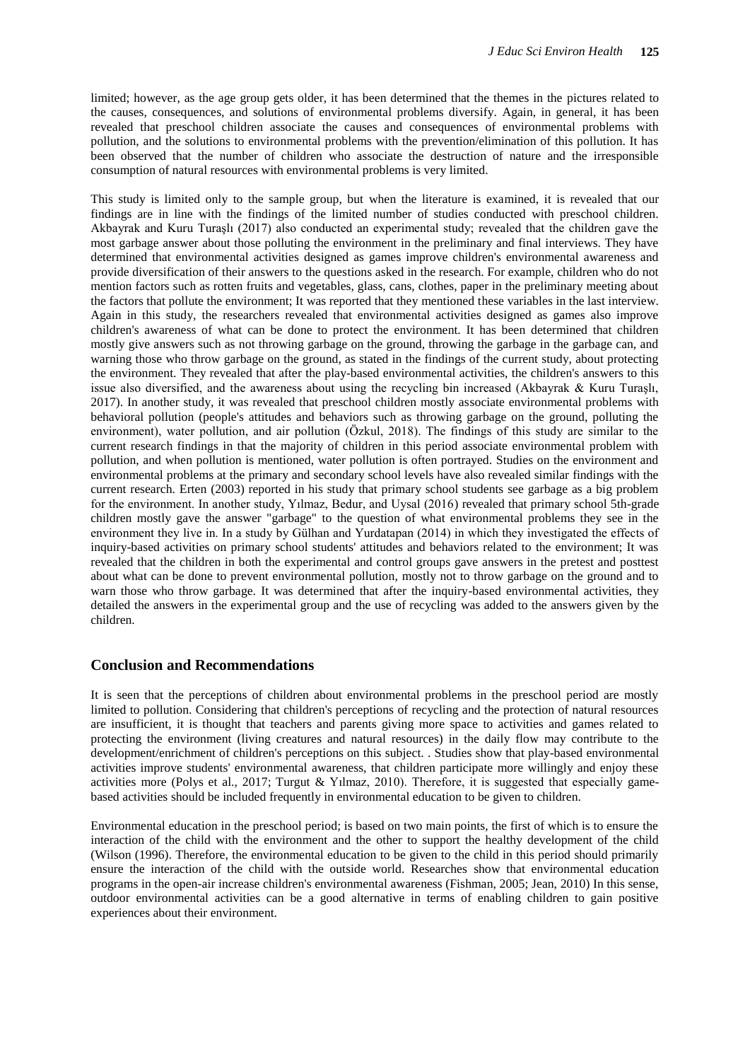limited; however, as the age group gets older, it has been determined that the themes in the pictures related to the causes, consequences, and solutions of environmental problems diversify. Again, in general, it has been revealed that preschool children associate the causes and consequences of environmental problems with pollution, and the solutions to environmental problems with the prevention/elimination of this pollution. It has been observed that the number of children who associate the destruction of nature and the irresponsible consumption of natural resources with environmental problems is very limited.

This study is limited only to the sample group, but when the literature is examined, it is revealed that our findings are in line with the findings of the limited number of studies conducted with preschool children. Akbayrak and Kuru Turaşlı (2017) also conducted an experimental study; revealed that the children gave the most garbage answer about those polluting the environment in the preliminary and final interviews. They have determined that environmental activities designed as games improve children's environmental awareness and provide diversification of their answers to the questions asked in the research. For example, children who do not mention factors such as rotten fruits and vegetables, glass, cans, clothes, paper in the preliminary meeting about the factors that pollute the environment; It was reported that they mentioned these variables in the last interview. Again in this study, the researchers revealed that environmental activities designed as games also improve children's awareness of what can be done to protect the environment. It has been determined that children mostly give answers such as not throwing garbage on the ground, throwing the garbage in the garbage can, and warning those who throw garbage on the ground, as stated in the findings of the current study, about protecting the environment. They revealed that after the play-based environmental activities, the children's answers to this issue also diversified, and the awareness about using the recycling bin increased (Akbayrak & Kuru Turaşlı, 2017). In another study, it was revealed that preschool children mostly associate environmental problems with behavioral pollution (people's attitudes and behaviors such as throwing garbage on the ground, polluting the environment), water pollution, and air pollution (Özkul, 2018). The findings of this study are similar to the current research findings in that the majority of children in this period associate environmental problem with pollution, and when pollution is mentioned, water pollution is often portrayed. Studies on the environment and environmental problems at the primary and secondary school levels have also revealed similar findings with the current research. Erten (2003) reported in his study that primary school students see garbage as a big problem for the environment. In another study, Yılmaz, Bedur, and Uysal (2016) revealed that primary school 5th-grade children mostly gave the answer "garbage" to the question of what environmental problems they see in the environment they live in. In a study by Gülhan and Yurdatapan (2014) in which they investigated the effects of inquiry-based activities on primary school students' attitudes and behaviors related to the environment; It was revealed that the children in both the experimental and control groups gave answers in the pretest and posttest about what can be done to prevent environmental pollution, mostly not to throw garbage on the ground and to warn those who throw garbage. It was determined that after the inquiry-based environmental activities, they detailed the answers in the experimental group and the use of recycling was added to the answers given by the children.

## Conclusion and Recommendations

It is seen that the perceptions of children about environmental problems in the preschool period are mostly limited to pollution. Considering that children's perceptions of recycling and the protection of natural resources are insufficient, it is thought that teachers and parents giving more space to activities and games related to protecting the environment (living creatures and natural resources) in the daily flow may contribute to the development/enrichment of children's perceptions on this subject. . Studies show that play-based environmental activities improve students' environmental awareness, that children participate more willingly and enjoy these activities more (Polys et al., 2017; Turgut & Yılmaz, 2010). Therefore, it is suggested that especially game-based activities should be included frequently in environmental education to be given to children.

Environmental education in the preschool period; is based on two main points, the first of which is to ensure the interaction of the child with the environment and the other to support the healthy development of the child (Wilson (1996). Therefore, the environmental education to be given to the child in this period should primarily ensure the interaction of the child with the outside world. Researches show that environmental education programs in the open-air increase children's environmental awareness (Fishman, 2005; Jean, 2010) In this sense, outdoor environmental activities can be a good alternative in terms of enabling children to gain positive experiences about their environment.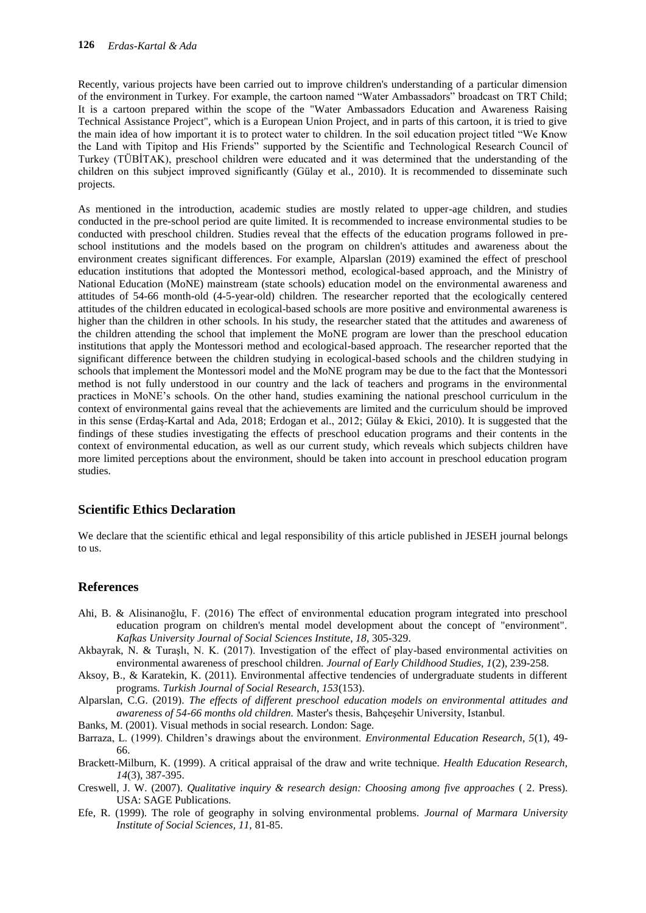Recently, various projects have been carried out to improve children's understanding of a particular dimension of the environment in Turkey. For example, the cartoon named "Water Ambassadors" broadcast on TRT Child; It is a cartoon prepared within the scope of the "Water Ambassadors Education and Awareness Raising Technical Assistance Project", which is a European Union Project, and in parts of this cartoon, it is tried to give the main idea of how important it is to protect water to children. In the soil education project titled "We Know the Land with Tipitop and His Friends" supported by the Scientific and Technological Research Council of Turkey (TÜBİTAK), preschool children were educated and it was determined that the understanding of the children on this subject improved significantly (Gülay et al., 2010). It is recommended to disseminate such projects.

As mentioned in the introduction, academic studies are mostly related to upper-age children, and studies conducted in the pre-school period are quite limited. It is recommended to increase environmental studies to be conducted with preschool children. Studies reveal that the effects of the education programs followed in pre-school institutions and the models based on the program on children's attitudes and awareness about the environment creates significant differences. For example, Alparslan (2019) examined the effect of preschool education institutions that adopted the Montessori method, ecological-based approach, and the Ministry of National Education (MoNE) mainstream (state schools) education model on the environmental awareness and attitudes of 54-66 month-old (4-5-year-old) children. The researcher reported that the ecologically centered attitudes of the children educated in ecological-based schools are more positive and environmental awareness is higher than the children in other schools. In his study, the researcher stated that the attitudes and awareness of the children attending the school that implement the MoNE program are lower than the preschool education institutions that apply the Montessori method and ecological-based approach. The researcher reported that the significant difference between the children studying in ecological-based schools and the children studying in schools that implement the Montessori model and the MoNE program may be due to the fact that the Montessori method is not fully understood in our country and the lack of teachers and programs in the environmental practices in MoNE's schools. On the other hand, studies examining the national preschool curriculum in the context of environmental gains reveal that the achievements are limited and the curriculum should be improved in this sense (Erdaş-Kartal and Ada, 2018; Erdogan et al., 2012; Gülay & Ekici, 2010). It is suggested that the findings of these studies investigating the effects of preschool education programs and their contents in the context of environmental education, as well as our current study, which reveals which subjects children have more limited perceptions about the environment, should be taken into account in preschool education program studies.

## Scientific Ethics Declaration

We declare that the scientific ethical and legal responsibility of this article published in JESEH journal belongs to us.

## References

Ahi, B. & Alisinanoğlu, F. (2016) The effect of environmental education program integrated into preschool education program on children's mental model development about the concept of "environment". *Kafkas University Journal of Social Sciences Institute, 18,* 305-329.

Akbayrak, N. & Turaşlı, N. K. (2017). Investigation of the effect of play-based environmental activities on environmental awareness of preschool children. *Journal of Early Childhood Studies, 1*(2), 239-258.

Aksoy, B., & Karatekin, K. (2011). Environmental affective tendencies of undergraduate students in different programs. *Turkish Journal of Social Research, 153*(153).

Alparslan, C.G. (2019). *The effects of different preschool education models on environmental attitudes and awareness of 54-66 months old children.* Master's thesis, Bahçeşehir University, Istanbul.

Banks, M. (2001). Visual methods in social research. London: Sage.

Barraza, L. (1999). Children's drawings about the environment. *Environmental Education Research, 5*(1), 49-66.

Brackett-Milburn, K. (1999). A critical appraisal of the draw and write technique. *Health Education Research, 14*(3), 387-395.

Creswell, J. W. (2007). *Qualitative inquiry & research design: Choosing among five approaches* ( 2. Press). USA: SAGE Publications.

Efe, R. (1999). The role of geography in solving environmental problems. *Journal of Marmara University Institute of Social Sciences, 11,* 81-85.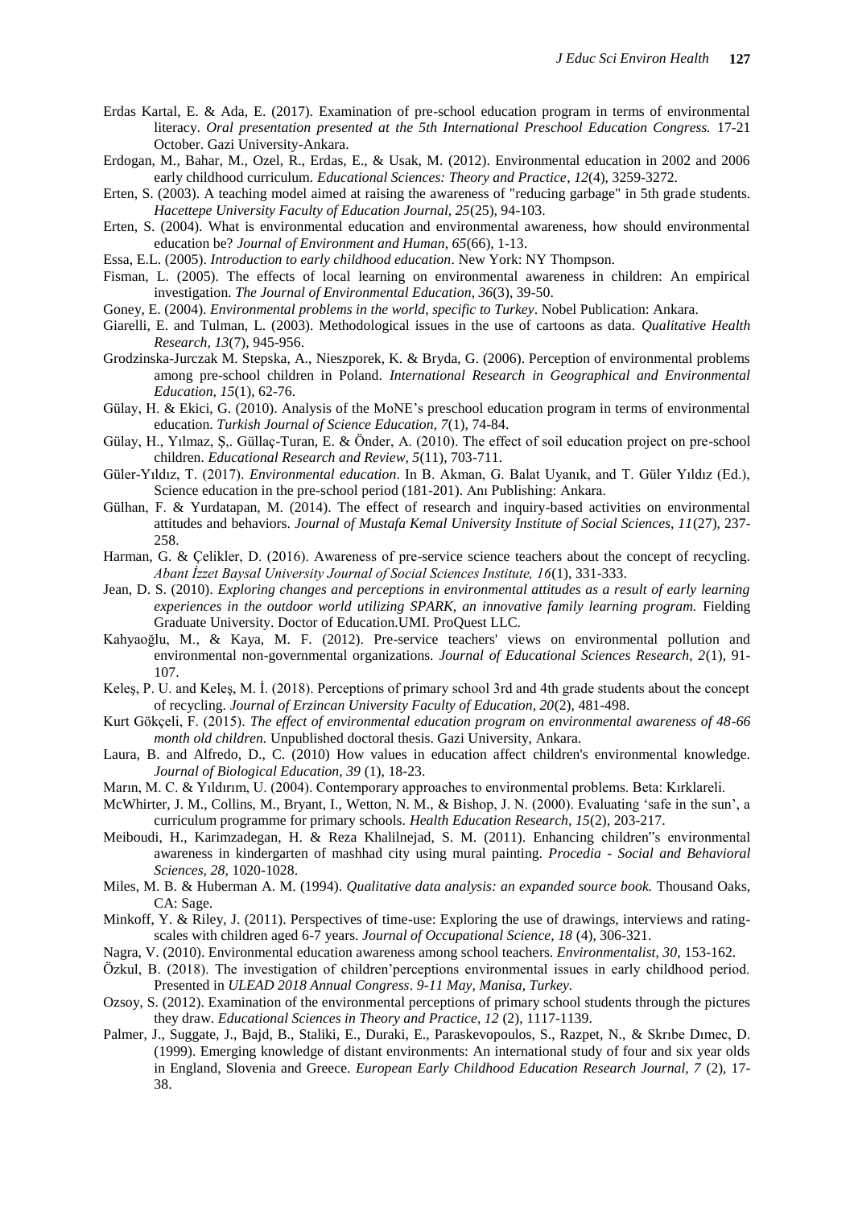Erdas Kartal, E. & Ada, E. (2017). Examination of pre-school education program in terms of environmental literacy. *Oral presentation presented at the 5th International Preschool Education Congress.* 17-21 October. Gazi University-Ankara.

Erdogan, M., Bahar, M., Ozel, R., Erdas, E., & Usak, M. (2012). Environmental education in 2002 and 2006 early childhood curriculum. *Educational Sciences: Theory and Practice*, *12*(4), 3259-3272.

Erten, S. (2003). A teaching model aimed at raising the awareness of "reducing garbage" in 5th grade students. *Hacettepe University Faculty of Education Journal, 25*(25), 94-103.

Erten, S. (2004). What is environmental education and environmental awareness, how should environmental education be? *Journal of Environment and Human, 65*(66), 1-13.

Essa, E.L. (2005). *Introduction to early childhood education*. New York: NY Thompson.

Fisman, L. (2005). The effects of local learning on environmental awareness in children: An empirical investigation. *The Journal of Environmental Education, 36*(3), 39-50.

Goney, E. (2004). *Environmental problems in the world, specific to Turkey*. Nobel Publication: Ankara.

Giarelli, E. and Tulman, L. (2003). Methodological issues in the use of cartoons as data. *Qualitative Health Research, 13*(7), 945-956.

Grodzinska-Jurczak M. Stepska, A., Nieszporek, K. & Bryda, G. (2006). Perception of environmental problems among pre-school children in Poland. *International Research in Geographical and Environmental Education, 15*(1), 62-76.

Gülay, H. & Ekici, G. (2010). Analysis of the MoNE's preschool education program in terms of environmental education. *Turkish Journal of Science Education, 7*(1), 74-84.

Gülay, H., Yılmaz, Ş,. Güllaç-Turan, E. & Önder, A. (2010). The effect of soil education project on pre-school children. *Educational Research and Review, 5*(11), 703-711.

Güler-Yıldız, T. (2017). *Environmental education*. In B. Akman, G. Balat Uyanık, and T. Güler Yıldız (Ed.), Science education in the pre-school period (181-201). Anı Publishing: Ankara.

Gülhan, F. & Yurdatapan, M. (2014). The effect of research and inquiry-based activities on environmental attitudes and behaviors. *Journal of Mustafa Kemal University Institute of Social Sciences, 11*(27), 237-258.

Harman, G. & Çelikler, D. (2016). Awareness of pre-service science teachers about the concept of recycling. *Abant İzzet Baysal University Journal of Social Sciences Institute, 16*(1), 331-333.

Jean, D. S. (2010). *Exploring changes and perceptions in environmental attitudes as a result of early learning experiences in the outdoor world utilizing SPARK, an innovative family learning program.* Fielding Graduate University. Doctor of Education.UMI. ProQuest LLC.

Kahyaoğlu, M., & Kaya, M. F. (2012). Pre-service teachers' views on environmental pollution and environmental non-governmental organizations. *Journal of Educational Sciences Research, 2*(1), 91-107.

Keleş, P. U. and Keleş, M. İ. (2018). Perceptions of primary school 3rd and 4th grade students about the concept of recycling. *Journal of Erzincan University Faculty of Education, 20*(2), 481-498.

Kurt Gökçeli, F. (2015). *The effect of environmental education program on environmental awareness of 48-66 month old children.* Unpublished doctoral thesis. Gazi University, Ankara.

Laura, B. and Alfredo, D., C. (2010) How values in education affect children's environmental knowledge. *Journal of Biological Education, 39* (1), 18-23.

Marın, M. C. & Yıldırım, U. (2004). Contemporary approaches to environmental problems. Beta: Kırklareli.

McWhirter, J. M., Collins, M., Bryant, I., Wetton, N. M., & Bishop, J. N. (2000). Evaluating 'safe in the sun', a curriculum programme for primary schools. *Health Education Research, 15*(2), 203-217.

Meiboudi, H., Karimzadegan, H. & Reza Khalilnejad, S. M. (2011). Enhancing children‟s environmental awareness in kindergarten of mashhad city using mural painting. *Procedia - Social and Behavioral Sciences, 28,* 1020-1028.

Miles, M. B. & Huberman A. M. (1994). *Qualitative data analysis: an expanded source book.* Thousand Oaks, CA: Sage.

Minkoff, Y. & Riley, J. (2011). Perspectives of time-use: Exploring the use of drawings, interviews and rating-scales with children aged 6-7 years. *Journal of Occupational Science, 18* (4), 306-321.

Nagra, V. (2010). Environmental education awareness among school teachers. *Environmentalist, 30,* 153-162.

Özkul, B. (2018). The investigation of children'perceptions environmental issues in early childhood period. Presented in *ULEAD 2018 Annual Congress*. *9-11 May, Manisa, Turkey.*

Ozsoy, S. (2012). Examination of the environmental perceptions of primary school students through the pictures they draw. *Educational Sciences in Theory and Practice, 12* (2), 1117-1139.

Palmer, J., Suggate, J., Bajd, B., Staliki, E., Duraki, E., Paraskevopoulos, S., Razpet, N., & Skrıbe Dımec, D. (1999). Emerging knowledge of distant environments: An international study of four and six year olds in England, Slovenia and Greece. *European Early Childhood Education Research Journal, 7* (2), 17-38.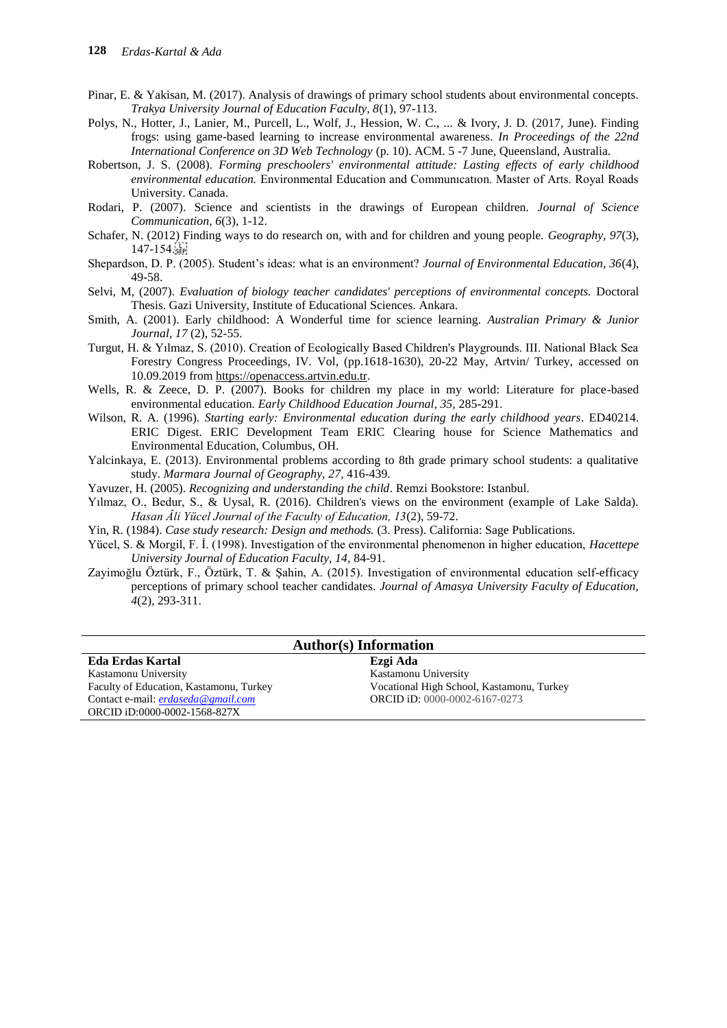Pinar, E. & Yakisan, M. (2017). Analysis of drawings of primary school students about environmental concepts. *Trakya University Journal of Education Faculty, 8*(1), 97-113.

Polys, N., Hotter, J., Lanier, M., Purcell, L., Wolf, J., Hession, W. C., ... & Ivory, J. D. (2017, June). Finding frogs: using game-based learning to increase environmental awareness. *In Proceedings of the 22nd International Conference on 3D Web Technology* (p. 10). ACM. 5 -7 June, Queensland, Australia.

Robertson, J. S. (2008). *Forming preschoolers' environmental attitude: Lasting effects of early childhood environmental education.* Environmental Education and Communıcatıon. Master of Arts. Royal Roads University. Canada.

Rodari, P. (2007). Science and scientists in the drawings of European children. *Journal of Science Communication, 6*(3), 1-12.

Schafer, N. (2012) Finding ways to do research on, with and for children and young people. *Geography, 97*(3), 147-154.

Shepardson, D. P. (2005). Student's ideas: what is an environment? *Journal of Environmental Education, 36*(4), 49-58.

Selvi, M, (2007). *Evaluation of biology teacher candidates' perceptions of environmental concepts.* Doctoral Thesis. Gazi University, Institute of Educational Sciences. Ankara.

Smith, A. (2001). Early childhood: A Wonderful time for science learning. *Australian Primary & Junior Journal, 17* (2), 52-55.

Turgut, H. & Yılmaz, S. (2010). Creation of Ecologically Based Children's Playgrounds. III. National Black Sea Forestry Congress Proceedings, IV. Vol, (pp.1618-1630), 20-22 May, Artvin/ Turkey, accessed on 10.09.2019 from https://openaccess.artvin.edu.tr.

Wells, R. & Zeece, D. P. (2007). Books for children my place in my world: Literature for place-based environmental education. *Early Childhood Education Journal, 35,* 285-291.

Wilson, R. A. (1996). *Starting early: Environmental education during the early childhood years*. ED40214. ERIC Digest. ERIC Development Team ERIC Clearing house for Science Mathematics and Environmental Education, Columbus, OH.

Yalcinkaya, E. (2013). Environmental problems according to 8th grade primary school students: a qualitative study. *Marmara Journal of Geography, 27,* 416-439.

Yavuzer, H. (2005). *Recognizing and understanding the child*. Remzi Bookstore: Istanbul.

Yılmaz, O., Bedur, S., & Uysal, R. (2016). Children's views on the environment (example of Lake Salda). *Hasan Âli Yücel Journal of the Faculty of Education, 13*(2), 59-72.

Yin, R. (1984). *Case study research: Design and methods.* (3. Press). California: Sage Publications.

Yücel, S. & Morgil, F. İ. (1998). Investigation of the environmental phenomenon in higher education, *Hacettepe University Journal of Education Faculty, 14,* 84-91.

Zayimoğlu Öztürk, F., Öztürk, T. & Şahin, A. (2015). Investigation of environmental education self-efficacy perceptions of primary school teacher candidates. *Journal of Amasya University Faculty of Education, 4*(2), 293-311.

## Author(s) Information

**Eda Erdas Kartal**
Kastamonu University
Faculty of Education, Kastamonu, Turkey
Contact e-mail: *erdaseda@gmail.com*
ORCID iD:0000-0002-1568-827X

**Ezgi Ada**
Kastamonu University
Vocational High School, Kastamonu, Turkey
ORCID iD: 0000-0002-6167-0273